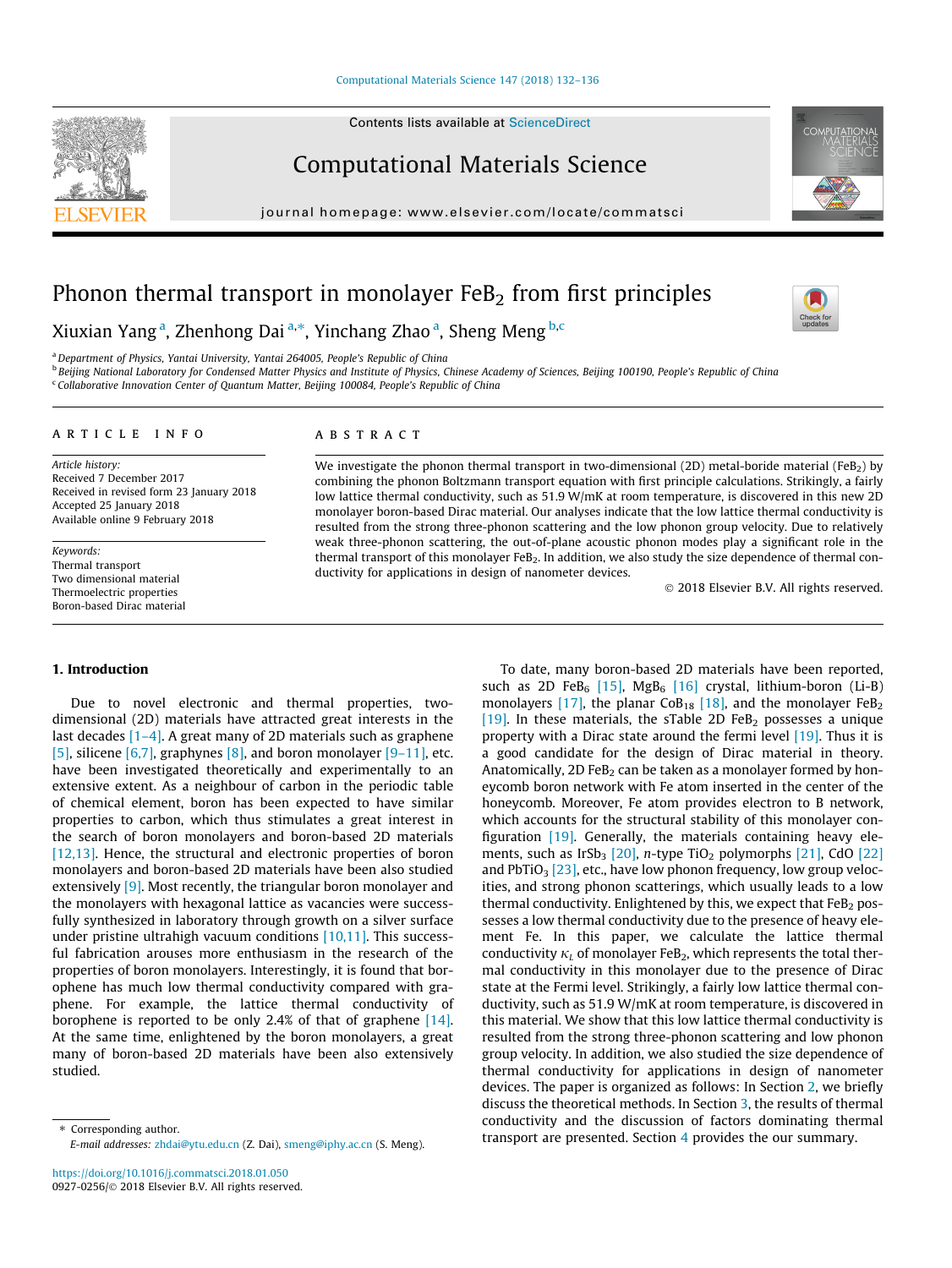# Phonon thermal transport in monolayer $FeB_2$ from first principles

Xiuxian Yang [a], Zhenhong Dai [a,*], Yinchang Zhao [a], Sheng Meng [b,c]

[a] Department of Physics, Yantai University, Yantai 264005, People's Republic of China
[b] Beijing National Laboratory for Condensed Matter Physics and Institute of Physics, Chinese Academy of Sciences, Beijing 100190, People's Republic of China
[c] Collaborative Innovation Center of Quantum Matter, Beijing 100084, People's Republic of China

## ARTICLE INFO

*Article history:*
Received 7 December 2017
Received in revised form 23 January 2018
Accepted 25 January 2018
Available online 9 February 2018

*Keywords:*
Thermal transport
Two dimensional material
Thermoelectric properties
Boron-based Dirac material

## ABSTRACT

We investigate the phonon thermal transport in two-dimensional (2D) metal-boride material ($FeB_2$) by combining the phonon Boltzmann transport equation with first principle calculations. Strikingly, a fairly low lattice thermal conductivity, such as 51.9 W/mK at room temperature, is discovered in this new 2D monolayer boron-based Dirac material. Our analyses indicate that the low lattice thermal conductivity is resulted from the strong three-phonon scattering and the low phonon group velocity. Due to relatively weak three-phonon scattering, the out-of-plane acoustic phonon modes play a significant role in the thermal transport of this monolayer $FeB_2$. In addition, we also study the size dependence of thermal conductivity for applications in design of nanometer devices.

© 2018 Elsevier B.V. All rights reserved.

## 1. Introduction

Due to novel electronic and thermal properties, two-dimensional (2D) materials have attracted great interests in the last decades [1–4]. A great many of 2D materials such as graphene [5], silicene [6,7], graphynes [8], and boron monolayer [9–11], etc. have been investigated theoretically and experimentally to an extensive extent. As a neighbour of carbon in the periodic table of chemical element, boron has been expected to have similar properties to carbon, which thus stimulates a great interest in the search of boron monolayers and boron-based 2D materials [12,13]. Hence, the structural and electronic properties of boron monolayers and boron-based 2D materials have been also studied extensively [9]. Most recently, the triangular boron monolayer and the monolayers with hexagonal lattice as vacancies were successfully synthesized in laboratory through growth on a silver surface under pristine ultrahigh vacuum conditions [10,11]. This successful fabrication arouses more enthusiasm in the research of the properties of boron monolayers. Interestingly, it is found that borophene has much low thermal conductivity compared with graphene. For example, the lattice thermal conductivity of borophene is reported to be only 2.4% of that of graphene [14]. At the same time, enlightened by the boron monolayers, a great many of boron-based 2D materials have been also extensively studied.

To date, many boron-based 2D materials have been reported, such as 2D $FeB_6$ [15], $MgB_6$ [16] crystal, lithium-boron (Li-B) monolayers [17], the planar $CoB_{18}$ [18], and the monolayer $FeB_2$ [19]. In these materials, the sTable 2D $FeB_2$ possesses a unique property with a Dirac state around the fermi level [19]. Thus it is a good candidate for the design of Dirac material in theory. Anatomically, 2D $FeB_2$ can be taken as a monolayer formed by honeycomb boron network with Fe atom inserted in the center of the honeycomb. Moreover, Fe atom provides electron to B network, which accounts for the structural stability of this monolayer configuration [19]. Generally, the materials containing heavy elements, such as $IrSb_3$ [20], *n*-type $TiO_2$ polymorphs [21], CdO [22] and $PbTiO_3$ [23], etc., have low phonon frequency, low group velocities, and strong phonon scatterings, which usually leads to a low thermal conductivity. Enlightened by this, we expect that $FeB_2$ possesses a low thermal conductivity due to the presence of heavy element Fe. In this paper, we calculate the lattice thermal conductivity $\kappa_L$ of monolayer $FeB_2$, which represents the total thermal conductivity in this monolayer due to the presence of Dirac state at the Fermi level. Strikingly, a fairly low lattice thermal conductivity, such as 51.9 W/mK at room temperature, is discovered in this material. We show that this low lattice thermal conductivity is resulted from the strong three-phonon scattering and low phonon group velocity. In addition, we also studied the size dependence of thermal conductivity for applications in design of nanometer devices. The paper is organized as follows: In Section 2, we briefly discuss the theoretical methods. In Section 3, the results of thermal conductivity and the discussion of factors dominating thermal transport are presented. Section 4 provides the our summary.

∗ Corresponding author.
E-mail addresses: zhdai@ytu.edu.cn (Z. Dai), smeng@iphy.ac.cn (S. Meng).

https://doi.org/10.1016/j.commatsci.2018.01.050
0927-0256/© 2018 Elsevier B.V. All rights reserved.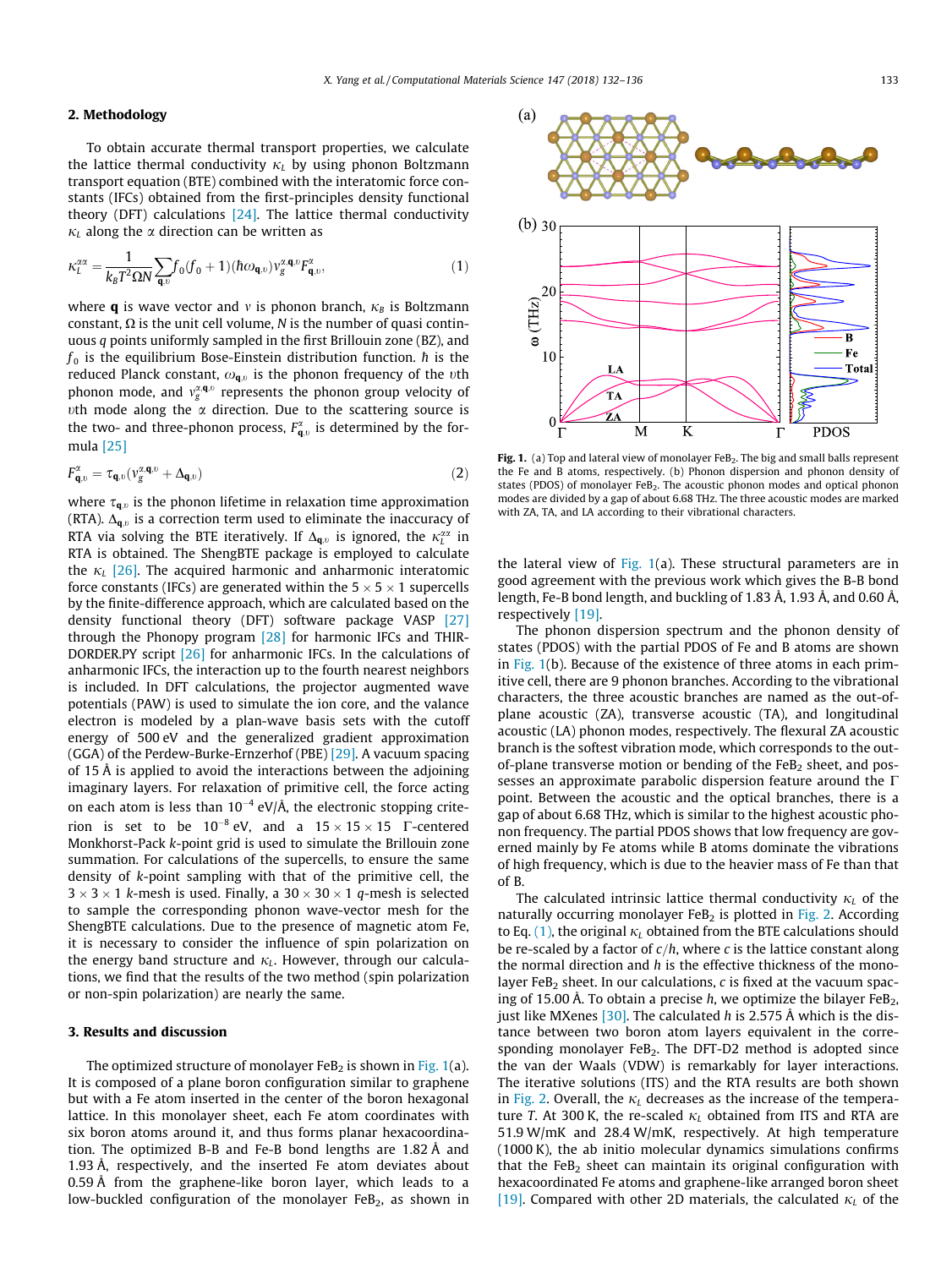## 2. Methodology

To obtain accurate thermal transport properties, we calculate the lattice thermal conductivity $\kappa_L$ by using phonon Boltzmann transport equation (BTE) combined with the interatomic force constants (IFCs) obtained from the first-principles density functional theory (DFT) calculations [24]. The lattice thermal conductivity $\kappa_L$ along the $\alpha$ direction can be written as

$$\kappa_L^{\alpha\alpha} = \frac{1}{k_B T^2 \Omega N} \sum_{\mathbf{q},\upsilon} f_0(f_0+1)(\hbar\omega_{\mathbf{q},\upsilon}) v_g^{\alpha,\mathbf{q},\upsilon} F_{\mathbf{q},\upsilon}^{\alpha}, \tag{1}$$

where $\mathbf{q}$ is wave vector and $\upsilon$ is phonon branch, $\kappa_B$ is Boltzmann constant, $\Omega$ is the unit cell volume, $N$ is the number of quasi continuous $q$ points uniformly sampled in the first Brillouin zone (BZ), and $f_0$ is the equilibrium Bose-Einstein distribution function. $\hbar$ is the reduced Planck constant, $\omega_{\mathbf{q},\upsilon}$ is the phonon frequency of the $\upsilon$th phonon mode, and $v_g^{\alpha,\mathbf{q},\upsilon}$ represents the phonon group velocity of $\upsilon$th mode along the $\alpha$ direction. Due to the scattering source is the two- and three-phonon process, $F_{\mathbf{q},\upsilon}^{\alpha}$ is determined by the formula [25]

$$F_{\mathbf{q},\upsilon}^{\alpha} = \tau_{\mathbf{q},\upsilon}(v_g^{\alpha,\mathbf{q},\upsilon} + \Delta_{\mathbf{q},\upsilon}) \tag{2}$$

where $\tau_{\mathbf{q},\upsilon}$ is the phonon lifetime in relaxation time approximation (RTA). $\Delta_{\mathbf{q},\upsilon}$ is a correction term used to eliminate the inaccuracy of RTA via solving the BTE iteratively. If $\Delta_{\mathbf{q},\upsilon}$ is ignored, the $\kappa_L^{\alpha\alpha}$ in RTA is obtained. The ShengBTE package is employed to calculate the $\kappa_L$ [26]. The acquired harmonic and anharmonic interatomic force constants (IFCs) are generated within the $5 \times 5 \times 1$ supercells by the finite-difference approach, which are calculated based on the density functional theory (DFT) software package VASP [27] through the Phonopy program [28] for harmonic IFCs and THIRDORDER.PY script [26] for anharmonic IFCs. In the calculations of anharmonic IFCs, the interaction up to the fourth nearest neighbors is included. In DFT calculations, the projector augmented wave potentials (PAW) is used to simulate the ion core, and the valance electron is modeled by a plan-wave basis sets with the cutoff energy of 500 eV and the generalized gradient approximation (GGA) of the Perdew-Burke-Ernzerhof (PBE) [29]. A vacuum spacing of 15 Å is applied to avoid the interactions between the adjoining imaginary layers. For relaxation of primitive cell, the force acting on each atom is less than $10^{-4}$ eV/Å, the electronic stopping criterion is set to be $10^{-8}$ eV, and a $15 \times 15 \times 15$ Γ-centered Monkhorst-Pack $k$-point grid is used to simulate the Brillouin zone summation. For calculations of the supercells, to ensure the same density of $k$-point sampling with that of the primitive cell, the $3 \times 3 \times 1$ $k$-mesh is used. Finally, a $30 \times 30 \times 1$ $q$-mesh is selected to sample the corresponding phonon wave-vector mesh for the ShengBTE calculations. Due to the presence of magnetic atom Fe, it is necessary to consider the influence of spin polarization on the energy band structure and $\kappa_L$. However, through our calculations, we find that the results of the two method (spin polarization or non-spin polarization) are nearly the same.

## 3. Results and discussion

The optimized structure of monolayer $FeB_2$ is shown in Fig. 1(a). It is composed of a plane boron configuration similar to graphene but with a Fe atom inserted in the center of the boron hexagonal lattice. In this monolayer sheet, each Fe atom coordinates with six boron atoms around it, and thus forms planar hexacoordination. The optimized B-B and Fe-B bond lengths are 1.82 Å and 1.93 Å, respectively, and the inserted Fe atom deviates about 0.59 Å from the graphene-like boron layer, which leads to a low-buckled configuration of the monolayer $FeB_2$, as shown in the lateral view of Fig. 1(a). These structural parameters are in good agreement with the previous work which gives the B-B bond length, Fe-B bond length, and buckling of 1.83 Å, 1.93 Å, and 0.60 Å, respectively [19].

Fig. 1. (a) Top and lateral view of monolayer $FeB_2$. The big and small balls represent the Fe and B atoms, respectively. (b) Phonon dispersion and phonon density of states (PDOS) of monolayer $FeB_2$. The acoustic phonon modes and optical phonon modes are divided by a gap of about 6.68 THz. The three acoustic modes are marked with ZA, TA, and LA according to their vibrational characters.

The phonon dispersion spectrum and the phonon density of states (PDOS) with the partial PDOS of Fe and B atoms are shown in Fig. 1(b). Because of the existence of three atoms in each primitive cell, there are 9 phonon branches. According to the vibrational characters, the three acoustic branches are named as the out-of-plane acoustic (ZA), transverse acoustic (TA), and longitudinal acoustic (LA) phonon modes, respectively. The flexural ZA acoustic branch is the softest vibration mode, which corresponds to the out-of-plane transverse motion or bending of the $FeB_2$ sheet, and possesses an approximate parabolic dispersion feature around the Γ point. Between the acoustic and the optical branches, there is a gap of about 6.68 THz, which is similar to the highest acoustic phonon frequency. The partial PDOS shows that low frequency are governed mainly by Fe atoms while B atoms dominate the vibrations of high frequency, which is due to the heavier mass of Fe than that of B.

The calculated intrinsic lattice thermal conductivity $\kappa_L$ of the naturally occurring monolayer $FeB_2$ is plotted in Fig. 2. According to Eq. (1), the original $\kappa_L$ obtained from the BTE calculations should be re-scaled by a factor of $c/h$, where $c$ is the lattice constant along the normal direction and $h$ is the effective thickness of the monolayer $FeB_2$ sheet. In our calculations, $c$ is fixed at the vacuum spacing of 15.00 Å. To obtain a precise $h$, we optimize the bilayer $FeB_2$, just like MXenes [30]. The calculated $h$ is 2.575 Å which is the distance between two boron atom layers equivalent in the corresponding monolayer $FeB_2$. The DFT-D2 method is adopted since the van der Waals (VDW) is remarkably for layer interactions. The iterative solutions (ITS) and the RTA results are both shown in Fig. 2. Overall, the $\kappa_L$ decreases as the increase of the temperature $T$. At 300 K, the re-scaled $\kappa_L$ obtained from ITS and RTA are 51.9 W/mK and 28.4 W/mK, respectively. At high temperature (1000 K), the ab initio molecular dynamics simulations confirms that the $FeB_2$ sheet can maintain its original configuration with hexacoordinated Fe atoms and graphene-like arranged boron sheet [19]. Compared with other 2D materials, the calculated $\kappa_L$ of the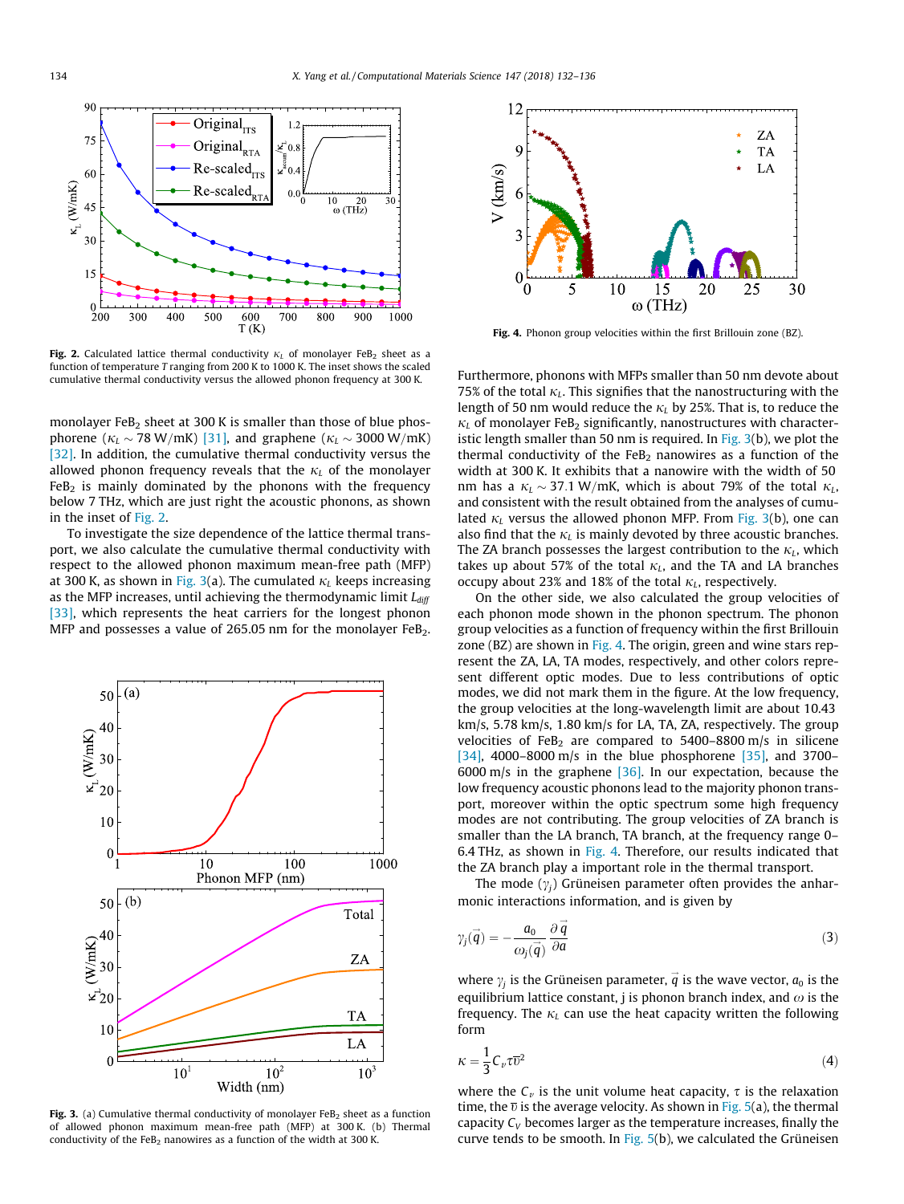**Fig. 2.** Calculated lattice thermal conductivity $\kappa_L$ of monolayer $FeB_2$ sheet as a function of temperature $T$ ranging from 200 K to 1000 K. The inset shows the scaled cumulative thermal conductivity versus the allowed phonon frequency at 300 K.

monolayer $FeB_2$ sheet at 300 K is smaller than those of blue phosphorene ($\kappa_L \sim 78$ W/mK) [31], and graphene ($\kappa_L \sim 3000$ W/mK) [32]. In addition, the cumulative thermal conductivity versus the allowed phonon frequency reveals that the $\kappa_L$ of the monolayer $FeB_2$ is mainly dominated by the phonons with the frequency below 7 THz, which are just right the acoustic phonons, as shown in the inset of Fig. 2.

To investigate the size dependence of the lattice thermal transport, we also calculate the cumulative thermal conductivity with respect to the allowed phonon maximum mean-free path (MFP) at 300 K, as shown in Fig. 3(a). The cumulated $\kappa_L$ keeps increasing as the MFP increases, until achieving the thermodynamic limit $L_{diff}$ [33], which represents the heat carriers for the longest phonon MFP and possesses a value of 265.05 nm for the monolayer $FeB_2$.

**Fig. 3.** (a) Cumulative thermal conductivity of monolayer $FeB_2$ sheet as a function of allowed phonon maximum mean-free path (MFP) at 300 K. (b) Thermal conductivity of the $FeB_2$ nanowires as a function of the width at 300 K.

**Fig. 4.** Phonon group velocities within the first Brillouin zone (BZ).

Furthermore, phonons with MFPs smaller than 50 nm devote about 75% of the total $\kappa_L$. This signifies that the nanostructuring with the length of 50 nm would reduce the $\kappa_L$ by 25%. That is, to reduce the $\kappa_L$ of monolayer $FeB_2$ significantly, nanostructures with characteristic length smaller than 50 nm is required. In Fig. 3(b), we plot the thermal conductivity of the $FeB_2$ nanowires as a function of the width at 300 K. It exhibits that a nanowire with the width of 50 nm has a $\kappa_L \sim 37.1$ W/mK, which is about 79% of the total $\kappa_L$, and consistent with the result obtained from the analyses of cumulated $\kappa_L$ versus the allowed phonon MFP. From Fig. 3(b), one can also find that the $\kappa_L$ is mainly devoted by three acoustic branches. The ZA branch possesses the largest contribution to the $\kappa_L$, which takes up about 57% of the total $\kappa_L$, and the TA and LA branches occupy about 23% and 18% of the total $\kappa_L$, respectively.

On the other side, we also calculated the group velocities of each phonon mode shown in the phonon spectrum. The phonon group velocities as a function of frequency within the first Brillouin zone (BZ) are shown in Fig. 4. The origin, green and wine stars represent the ZA, LA, TA modes, respectively, and other colors represent different optic modes. Due to less contributions of optic modes, we did not mark them in the figure. At the low frequency, the group velocities at the long-wavelength limit are about 10.43 km/s, 5.78 km/s, 1.80 km/s for LA, TA, ZA, respectively. The group velocities of $FeB_2$ are compared to 5400–8800 m/s in silicene [34], 4000–8000 m/s in the blue phosphorene [35], and 3700–6000 m/s in the graphene [36]. In our expectation, because the low frequency acoustic phonons lead to the majority phonon transport, moreover within the optic spectrum some high frequency modes are not contributing. The group velocities of ZA branch is smaller than the LA branch, TA branch, at the frequency range 0–6.4 THz, as shown in Fig. 4. Therefore, our results indicated that the ZA branch play a important role in the thermal transport.

The mode ($\gamma_j$) Grüneisen parameter often provides the anharmonic interactions information, and is given by

$$\gamma_j(\vec{q}) = -\frac{a_0}{\omega_j(\vec{q})}\frac{\partial \vec{q}}{\partial a} \tag{3}$$

where $\gamma_j$ is the Grüneisen parameter, $\vec{q}$ is the wave vector, $a_0$ is the equilibrium lattice constant, j is phonon branch index, and $\omega$ is the frequency. The $\kappa_L$ can use the heat capacity written the following form

$$\kappa = \frac{1}{3}C_{\nu}\tau\bar{\upsilon}^2 \tag{4}$$

where the $C_\nu$ is the unit volume heat capacity, $\tau$ is the relaxation time, the $\bar{\upsilon}$ is the average velocity. As shown in Fig. 5(a), the thermal capacity $C_V$ becomes larger as the temperature increases, finally the curve tends to be smooth. In Fig. 5(b), we calculated the Grüneisen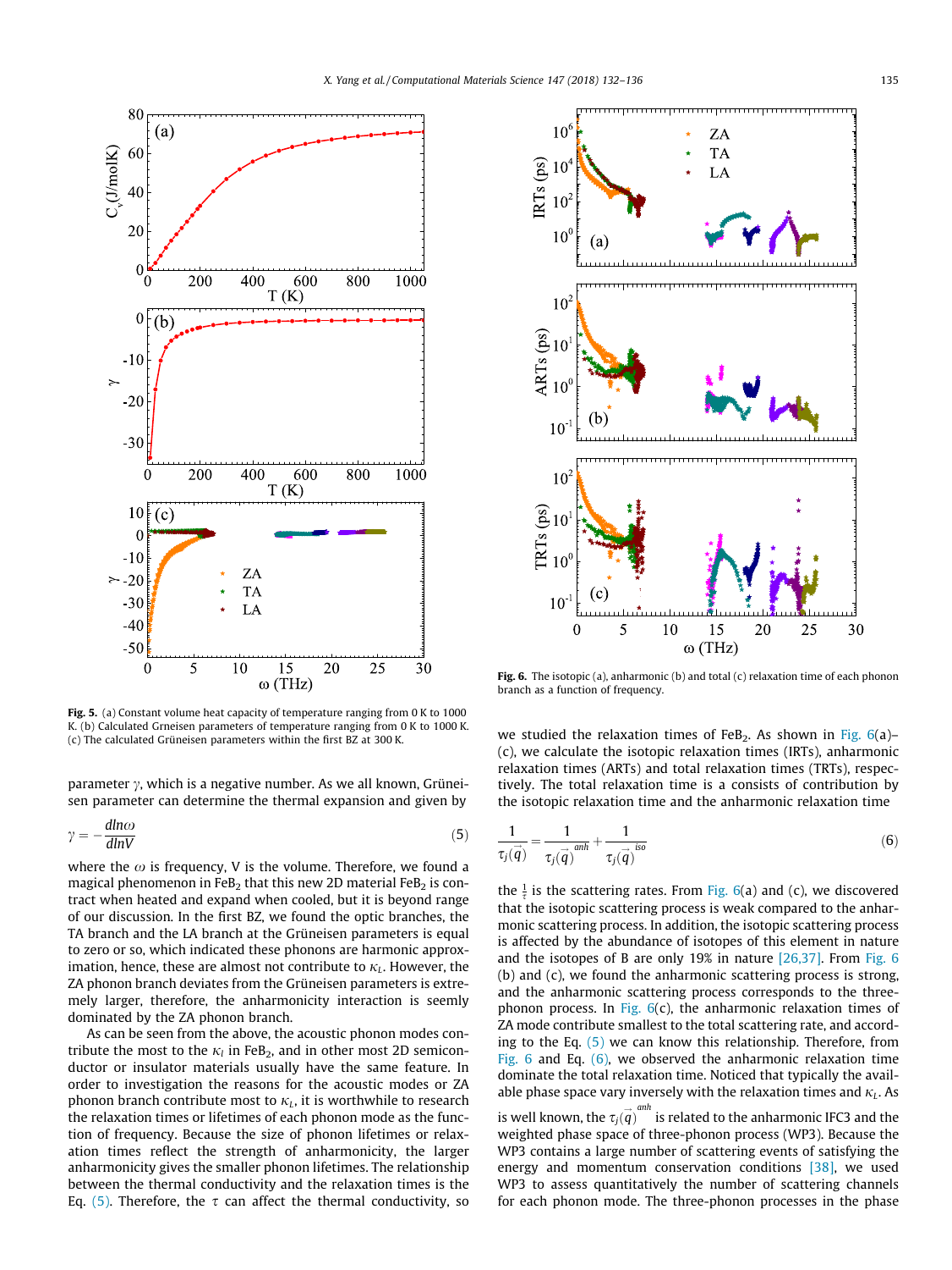Fig. 5. (a) Constant volume heat capacity of temperature ranging from 0 K to 1000 K. (b) Calculated Grneisen parameters of temperature ranging from 0 K to 1000 K. (c) The calculated Grüneisen parameters within the first BZ at 300 K.

parameter $\gamma$, which is a negative number. As we all known, Grüneisen parameter can determine the thermal expansion and given by

$$\gamma = -\frac{dln\omega}{dlnV} \tag{5}$$

where the $\omega$ is frequency, V is the volume. Therefore, we found a magical phenomenon in $FeB_2$ that this new 2D material $FeB_2$ is contract when heated and expand when cooled, but it is beyond range of our discussion. In the first BZ, we found the optic branches, the TA branch and the LA branch at the Grüneisen parameters is equal to zero or so, which indicated these phonons are harmonic approximation, hence, these are almost not contribute to $\kappa_L$. However, the ZA phonon branch deviates from the Grüneisen parameters is extremely larger, therefore, the anharmonicity interaction is seemly dominated by the ZA phonon branch.

As can be seen from the above, the acoustic phonon modes contribute the most to the $\kappa_l$ in $FeB_2$, and in other most 2D semiconductor or insulator materials usually have the same feature. In order to investigation the reasons for the acoustic modes or ZA phonon branch contribute most to $\kappa_L$, it is worthwhile to research the relaxation times or lifetimes of each phonon mode as the function of frequency. Because the size of phonon lifetimes or relaxation times reflect the strength of anharmonicity, the larger anharmonicity gives the smaller phonon lifetimes. The relationship between the thermal conductivity and the relaxation times is the Eq. (5). Therefore, the $\tau$ can affect the thermal conductivity, so we studied the relaxation times of $FeB_2$. As shown in Fig. 6(a)–(c), we calculate the isotopic relaxation times (IRTs), anharmonic relaxation times (ARTs) and total relaxation times (TRTs), respectively. The total relaxation time is a consists of contribution by the isotopic relaxation time and the anharmonic relaxation time

$$\frac{1}{\tau_j(\vec{q})} = \frac{1}{\tau_j(\vec{q})^{anh}} + \frac{1}{\tau_j(\vec{q})^{iso}} \tag{6}$$

the $\frac{1}{\tau}$ is the scattering rates. From Fig. 6(a) and (c), we discovered that the isotopic scattering process is weak compared to the anharmonic scattering process. In addition, the isotopic scattering process is affected by the abundance of isotopes of this element in nature and the isotopes of B are only 19% in nature [26,37]. From Fig. 6 (b) and (c), we found the anharmonic scattering process is strong, and the anharmonic scattering process corresponds to the three-phonon process. In Fig. 6(c), the anharmonic relaxation times of ZA mode contribute smallest to the total scattering rate, and according to the Eq. (5) we can know this relationship. Therefore, from Fig. 6 and Eq. (6), we observed the anharmonic relaxation time dominate the total relaxation time. Noticed that typically the available phase space vary inversely with the relaxation times and $\kappa_L$. As is well known, the $\tau_j(\vec{q})^{anh}$ is related to the anharmonic IFC3 and the weighted phase space of three-phonon process (WP3). Because the WP3 contains a large number of scattering events of satisfying the energy and momentum conservation conditions [38], we used WP3 to assess quantitatively the number of scattering channels for each phonon mode. The three-phonon processes in the phase

Fig. 6. The isotopic (a), anharmonic (b) and total (c) relaxation time of each phonon branch as a function of frequency.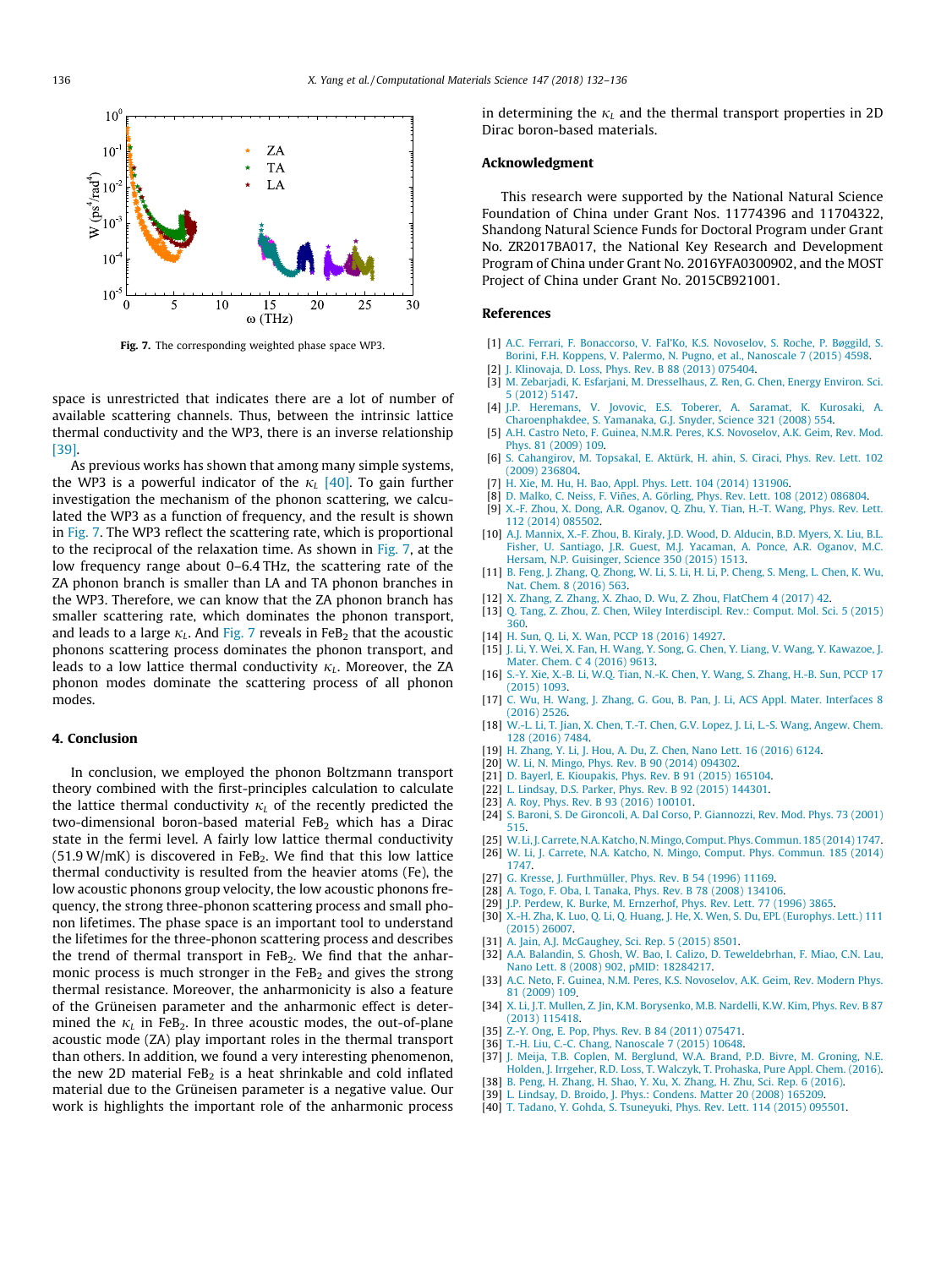$10^{0}$
$10^{-1}$
$10^{-2}$
$10^{-3}$
$10^{-4}$
$10^{-5}$
W ($ps^4/rad^4$)
ZA
TA
LA
0
5
10
15
20
25
30
ω (THz)

Fig. 7. The corresponding weighted phase space WP3.

space is unrestricted that indicates there are a lot of number of available scattering channels. Thus, between the intrinsic lattice thermal conductivity and the WP3, there is an inverse relationship [39].

As previous works has shown that among many simple systems, the WP3 is a powerful indicator of the $\kappa_L$ [40]. To gain further investigation the mechanism of the phonon scattering, we calculated the WP3 as a function of frequency, and the result is shown in Fig. 7. The WP3 reflect the scattering rate, which is proportional to the reciprocal of the relaxation time. As shown in Fig. 7, at the low frequency range about 0–6.4 THz, the scattering rate of the ZA phonon branch is smaller than LA and TA phonon branches in the WP3. Therefore, we can know that the ZA phonon branch has smaller scattering rate, which dominates the phonon transport, and leads to a large $\kappa_L$. And Fig. 7 reveals in $FeB_2$ that the acoustic phonons scattering process dominates the phonon transport, and leads to a low lattice thermal conductivity $\kappa_L$. Moreover, the ZA phonon modes dominate the scattering process of all phonon modes.

## 4. Conclusion

In conclusion, we employed the phonon Boltzmann transport theory combined with the first-principles calculation to calculate the lattice thermal conductivity $\kappa_L$ of the recently predicted the two-dimensional boron-based material $FeB_2$ which has a Dirac state in the fermi level. A fairly low lattice thermal conductivity (51.9 W/mK) is discovered in $FeB_2$. We find that this low lattice thermal conductivity is resulted from the heavier atoms (Fe), the low acoustic phonons group velocity, the low acoustic phonons frequency, the strong three-phonon scattering process and small phonon lifetimes. The phase space is an important tool to understand the lifetimes for the three-phonon scattering process and describes the trend of thermal transport in $FeB_2$. We find that the anharmonic process is much stronger in the $FeB_2$ and gives the strong thermal resistance. Moreover, the anharmonicity is also a feature of the Grüneisen parameter and the anharmonic effect is determined the $\kappa_L$ in $FeB_2$. In three acoustic modes, the out-of-plane acoustic mode (ZA) play important roles in the thermal transport than others. In addition, we found a very interesting phenomenon, the new 2D material $FeB_2$ is a heat shrinkable and cold inflated material due to the Grüneisen parameter is a negative value. Our work is highlights the important role of the anharmonic process in determining the $\kappa_L$ and the thermal transport properties in 2D Dirac boron-based materials.

## Acknowledgment

This research were supported by the National Natural Science Foundation of China under Grant Nos. 11774396 and 11704322, Shandong Natural Science Funds for Doctoral Program under Grant No. ZR2017BA017, the National Key Research and Development Program of China under Grant No. 2016YFA0300902, and the MOST Project of China under Grant No. 2015CB921001.

## References

[1] A.C. Ferrari, F. Bonaccorso, V. Fal'Ko, K.S. Novoselov, S. Roche, P. Bøggild, S. Borini, F.H. Koppens, V. Palermo, N. Pugno, et al., Nanoscale 7 (2015) 4598.
[2] J. Klinovaja, D. Loss, Phys. Rev. B 88 (2013) 075404.
[3] M. Zebarjadi, K. Esfarjani, M. Dresselhaus, Z. Ren, G. Chen, Energy Environ. Sci. 5 (2012) 5147.
[4] J.P. Heremans, V. Jovovic, E.S. Toberer, A. Saramat, K. Kurosaki, A. Charoenphakdee, S. Yamanaka, G.J. Snyder, Science 321 (2008) 554.
[5] A.H. Castro Neto, F. Guinea, N.M.R. Peres, K.S. Novoselov, A.K. Geim, Rev. Mod. Phys. 81 (2009) 109.
[6] S. Cahangirov, M. Topsakal, E. Aktürk, H. ahin, S. Ciraci, Phys. Rev. Lett. 102 (2009) 236804.
[7] H. Xie, M. Hu, H. Bao, Appl. Phys. Lett. 104 (2014) 131906.
[8] D. Malko, C. Neiss, F. Viñes, A. Görling, Phys. Rev. Lett. 108 (2012) 086804.
[9] X.-F. Zhou, X. Dong, A.R. Oganov, Q. Zhu, Y. Tian, H.-T. Wang, Phys. Rev. Lett. 112 (2014) 085502.
[10] A.J. Mannix, X.-F. Zhou, B. Kiraly, J.D. Wood, D. Alducin, B.D. Myers, X. Liu, B.L. Fisher, U. Santiago, J.R. Guest, M.J. Yacaman, A. Ponce, A.R. Oganov, M.C. Hersam, N.P. Guisinger, Science 350 (2015) 1513.
[11] B. Feng, J. Zhang, Q. Zhong, W. Li, S. Li, H. Li, P. Cheng, S. Meng, L. Chen, K. Wu, Nat. Chem. 8 (2016) 563.
[12] X. Zhang, Z. Zhang, X. Zhao, D. Wu, Z. Zhou, FlatChem 4 (2017) 42.
[13] Q. Tang, Z. Zhou, Z. Chen, Wiley Interdiscipl. Rev.: Comput. Mol. Sci. 5 (2015) 360.
[14] H. Sun, Q. Li, X. Wan, PCCP 18 (2016) 14927.
[15] J. Li, Y. Wei, X. Fan, H. Wang, Y. Song, G. Chen, Y. Liang, V. Wang, Y. Kawazoe, J. Mater. Chem. C 4 (2016) 9613.
[16] S.-Y. Xie, X.-B. Li, W.Q. Tian, N.-K. Chen, Y. Wang, S. Zhang, H.-B. Sun, PCCP 17 (2015) 1093.
[17] C. Wu, H. Wang, J. Zhang, G. Gou, B. Pan, J. Li, ACS Appl. Mater. Interfaces 8 (2016) 2526.
[18] W.-L. Li, T. Jian, X. Chen, T.-T. Chen, G.V. Lopez, J. Li, L.-S. Wang, Angew. Chem. 128 (2016) 7484.
[19] H. Zhang, Y. Li, J. Hou, A. Du, Z. Chen, Nano Lett. 16 (2016) 6124.
[20] W. Li, N. Mingo, Phys. Rev. B 90 (2014) 094302.
[21] D. Bayerl, E. Kioupakis, Phys. Rev. B 91 (2015) 165104.
[22] L. Lindsay, D.S. Parker, Phys. Rev. B 92 (2015) 144301.
[23] A. Roy, Phys. Rev. B 93 (2016) 100101.
[24] S. Baroni, S. De Gironcoli, A. Dal Corso, P. Giannozzi, Rev. Mod. Phys. 73 (2001) 515.
[25] W. Li, J. Carrete, N.A. Katcho, N. Mingo, Comput. Phys. Commun. 185 (2014) 1747.
[26] W. Li, J. Carrete, N.A. Katcho, N. Mingo, Comput. Phys. Commun. 185 (2014) 1747.
[27] G. Kresse, J. Furthmüller, Phys. Rev. B 54 (1996) 11169.
[28] A. Togo, F. Oba, I. Tanaka, Phys. Rev. B 78 (2008) 134106.
[29] J.P. Perdew, K. Burke, M. Ernzerhof, Phys. Rev. Lett. 77 (1996) 3865.
[30] X.-H. Zha, K. Luo, Q. Li, Q. Huang, J. He, X. Wen, S. Du, EPL (Europhys. Lett.) 111 (2015) 26007.
[31] A. Jain, A.J. McGaughey, Sci. Rep. 5 (2015) 8501.
[32] A.A. Balandin, S. Ghosh, W. Bao, I. Calizo, D. Teweldebrhan, F. Miao, C.N. Lau, Nano Lett. 8 (2008) 902, pMID: 18284217.
[33] A.C. Neto, F. Guinea, N.M. Peres, K.S. Novoselov, A.K. Geim, Rev. Modern Phys. 81 (2009) 109.
[34] X. Li, J.T. Mullen, Z. Jin, K.M. Borysenko, M.B. Nardelli, K.W. Kim, Phys. Rev. B 87 (2013) 115418.
[35] Z.-Y. Ong, E. Pop, Phys. Rev. B 84 (2011) 075471.
[36] T.-H. Liu, C.-C. Chang, Nanoscale 7 (2015) 10648.
[37] J. Meija, T.B. Coplen, M. Berglund, W.A. Brand, P.D. Bivre, M. Groning, N.E. Holden, J. Irrgeher, R.D. Loss, T. Walczyk, T. Prohaska, Pure Appl. Chem. (2016).
[38] B. Peng, H. Zhang, H. Shao, Y. Xu, X. Zhang, H. Zhu, Sci. Rep. 6 (2016).
[39] L. Lindsay, D. Broido, J. Phys.: Condens. Matter 20 (2008) 165209.
[40] T. Tadano, Y. Gohda, S. Tsuneyuki, Phys. Rev. Lett. 114 (2015) 095501.